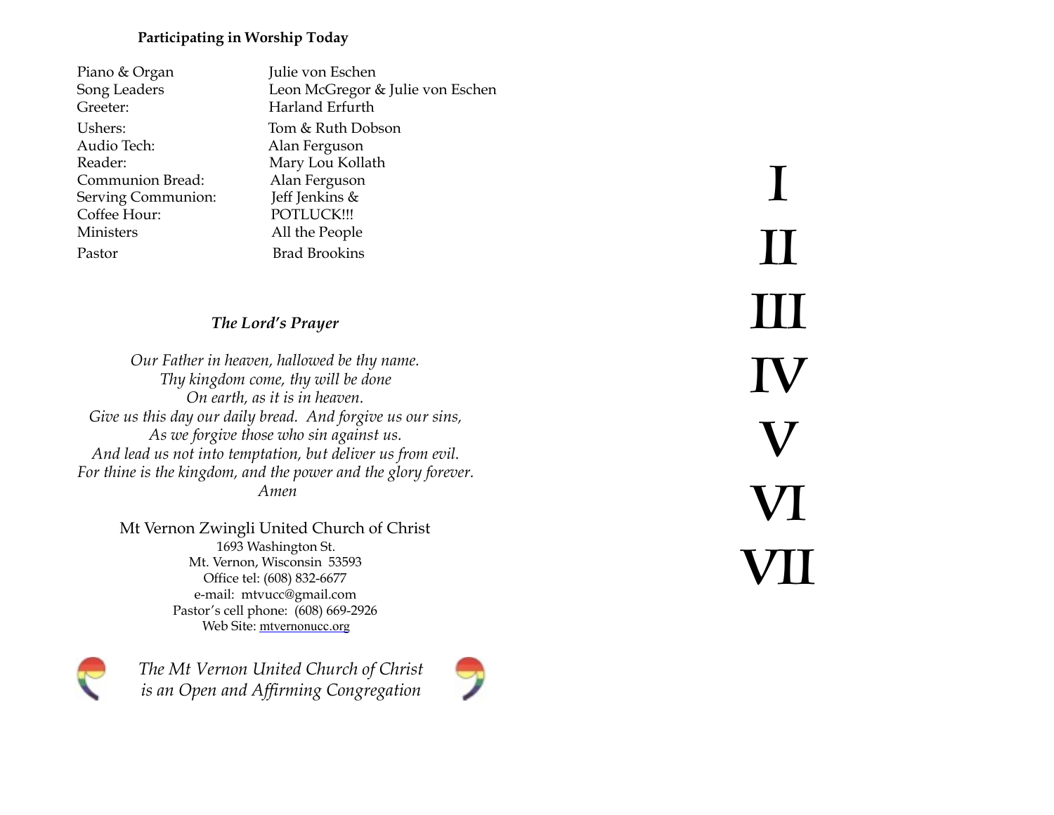**Participating in Worship Today**

| | |
|---|---|
| Piano & Organ | Julie von Eschen |
| Song Leaders | Leon McGregor & Julie von Eschen |
| Greeter: | Harland Erfurth |
| Ushers: | Tom & Ruth Dobson |
| Audio Tech: | Alan Ferguson |
| Reader: | Mary Lou Kollath |
| Communion Bread: | Alan Ferguson |
| Serving Communion: | Jeff Jenkins & |
| Coffee Hour: | POTLUCK!!! |
| Ministers | All the People |
| Pastor | Brad Brookins |

***The Lord's Prayer***

*Our Father in heaven, hallowed be thy name.*
*Thy kingdom come, thy will be done*
*On earth, as it is in heaven.*
*Give us this day our daily bread. And forgive us our sins,*
*As we forgive those who sin against us.*
*And lead us not into temptation, but deliver us from evil.*
*For thine is the kingdom, and the power and the glory forever.*
*Amen*

Mt Vernon Zwingli United Church of Christ
1693 Washington St.
Mt. Vernon, Wisconsin 53593
Office tel: (608) 832-6677
e-mail: mtvucc@gmail.com
Pastor's cell phone: (608) 669-2926
Web Site: mtvernonucc.org

*The Mt Vernon United Church of Christ*
*is an Open and Affirming Congregation*

# I
# II
# III
# IV
# V
# VI
# VII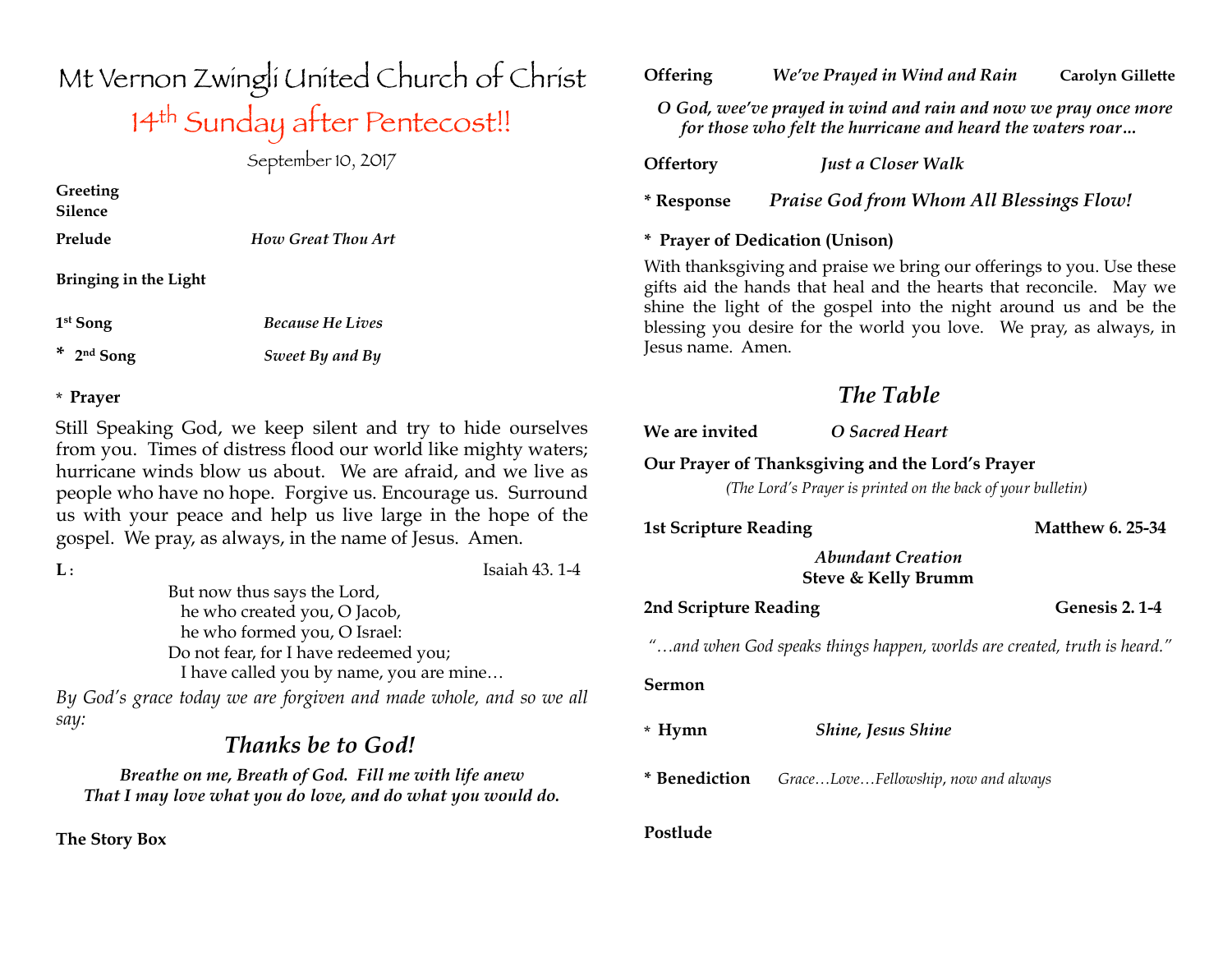# Mt Vernon Zwingli United Church of Christ

## 14th Sunday after Pentecost!!

September 10, 2017

**Greeting**

**Silence**

**Prelude** *How Great Thou Art*

**Bringing in the Light**

**1st Song** *Because He Lives*

**\* 2nd Song** *Sweet By and By*

\* **Prayer**

Still Speaking God, we keep silent and try to hide ourselves from you. Times of distress flood our world like mighty waters; hurricane winds blow us about. We are afraid, and we live as people who have no hope. Forgive us. Encourage us. Surround us with your peace and help us live large in the hope of the gospel. We pray, as always, in the name of Jesus. Amen.

**L**: Isaiah 43. 1-4

But now thus says the Lord,
he who created you, O Jacob,
he who formed you, O Israel:
Do not fear, for I have redeemed you;
I have called you by name, you are mine…

*By God's grace today we are forgiven and made whole, and so we all say:*

***Thanks be to God!***

***Breathe on me, Breath of God. Fill me with life anew***
***That I may love what you do love, and do what you would do.***

**The Story Box**

**Offering** ***We've Prayed in Wind and Rain*** **Carolyn Gillette**

***O God, wee've prayed in wind and rain and now we pray once more for those who felt the hurricane and heard the waters roar…***

**Offertory** *Just a Closer Walk*

**\* Response** *Praise God from Whom All Blessings Flow!*

**\* Prayer of Dedication (Unison)**

With thanksgiving and praise we bring our offerings to you. Use these gifts aid the hands that heal and the hearts that reconcile. May we shine the light of the gospel into the night around us and be the blessing you desire for the world you love. We pray, as always, in Jesus name. Amen.

## *The Table*

**We are invited** *O Sacred Heart*

**Our Prayer of Thanksgiving and the Lord's Prayer**

*(The Lord's Prayer is printed on the back of your bulletin)*

**1st Scripture Reading** **Matthew 6. 25-34**

*Abundant Creation*
**Steve & Kelly Brumm**

**2nd Scripture Reading** **Genesis 2. 1-4**

*"…and when God speaks things happen, worlds are created, truth is heard."*

**Sermon**

\* **Hymn** *Shine, Jesus Shine*

**\* Benediction** *Grace…Love…Fellowship, now and always*

**Postlude**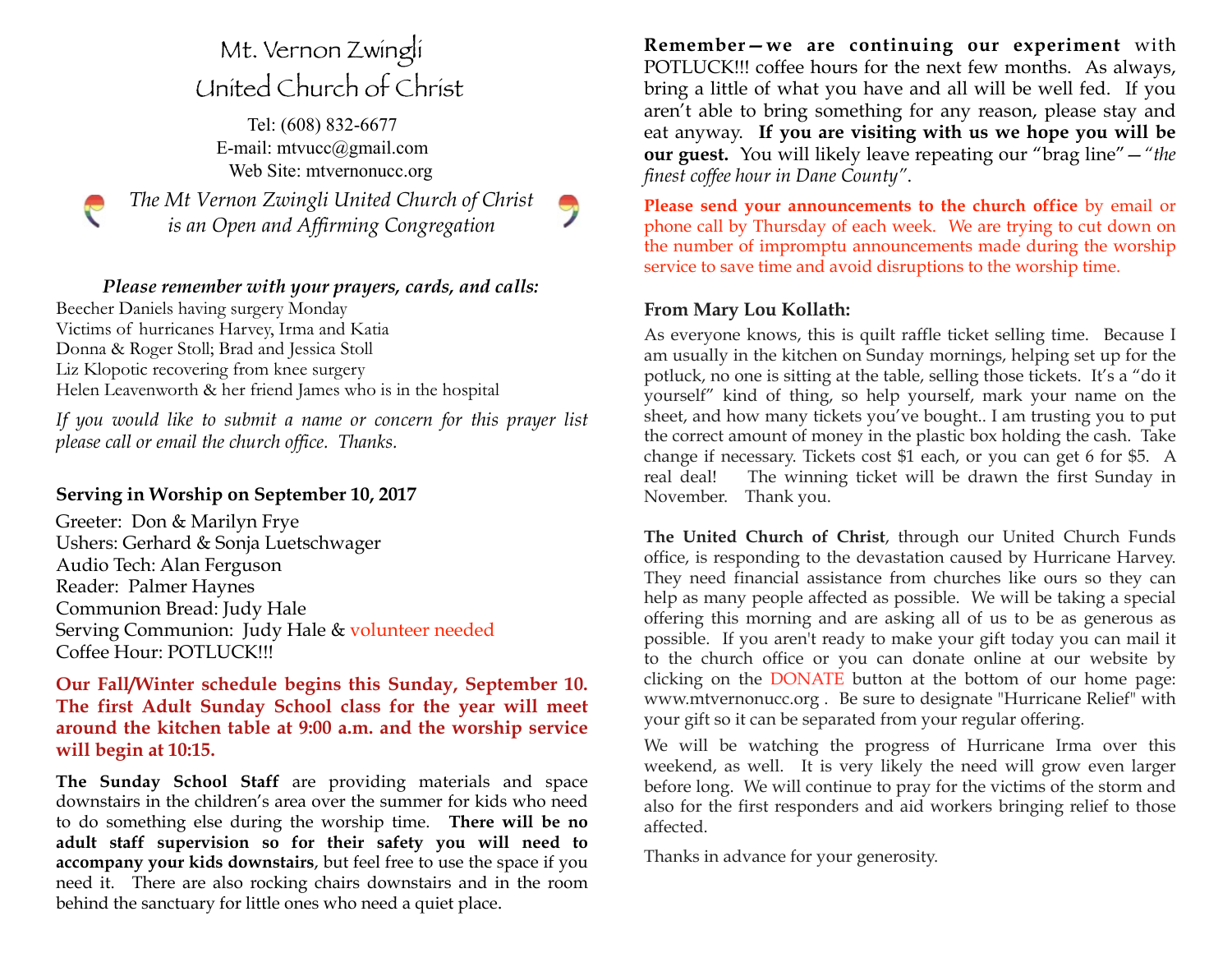# Mt. Vernon Zwingli United Church of Christ

Tel: (608) 832-6677
E-mail: mtvucc@gmail.com
Web Site: mtvernonucc.org

*The Mt Vernon Zwingli United Church of Christ is an Open and Affirming Congregation*

***Please remember with your prayers, cards, and calls:***

Beecher Daniels having surgery Monday
Victims of hurricanes Harvey, Irma and Katia
Donna & Roger Stoll; Brad and Jessica Stoll
Liz Klopotic recovering from knee surgery
Helen Leavenworth & her friend James who is in the hospital

*If you would like to submit a name or concern for this prayer list please call or email the church office. Thanks.*

**Serving in Worship on September 10, 2017**

Greeter: Don & Marilyn Frye
Ushers: Gerhard & Sonja Luetschwager
Audio Tech: Alan Ferguson
Reader: Palmer Haynes
Communion Bread: Judy Hale
Serving Communion: Judy Hale & volunteer needed
Coffee Hour: POTLUCK!!!

**Our Fall/Winter schedule begins this Sunday, September 10. The first Adult Sunday School class for the year will meet around the kitchen table at 9:00 a.m. and the worship service will begin at 10:15.**

**The Sunday School Staff** are providing materials and space downstairs in the children's area over the summer for kids who need to do something else during the worship time. **There will be no adult staff supervision so for their safety you will need to accompany your kids downstairs**, but feel free to use the space if you need it. There are also rocking chairs downstairs and in the room behind the sanctuary for little ones who need a quiet place.

**Remember—we are continuing our experiment** with POTLUCK!!! coffee hours for the next few months. As always, bring a little of what you have and all will be well fed. If you aren't able to bring something for any reason, please stay and eat anyway. **If you are visiting with us we hope you will be our guest.** You will likely leave repeating our "brag line"—"*the finest coffee hour in Dane County*".

**Please send your announcements to the church office** by email or phone call by Thursday of each week. We are trying to cut down on the number of impromptu announcements made during the worship service to save time and avoid disruptions to the worship time.

**From Mary Lou Kollath:**

As everyone knows, this is quilt raffle ticket selling time. Because I am usually in the kitchen on Sunday mornings, helping set up for the potluck, no one is sitting at the table, selling those tickets. It's a "do it yourself" kind of thing, so help yourself, mark your name on the sheet, and how many tickets you've bought.. I am trusting you to put the correct amount of money in the plastic box holding the cash. Take change if necessary. Tickets cost $1 each, or you can get 6 for $5. A real deal! The winning ticket will be drawn the first Sunday in November. Thank you.

**The United Church of Christ**, through our United Church Funds office, is responding to the devastation caused by Hurricane Harvey. They need financial assistance from churches like ours so they can help as many people affected as possible. We will be taking a special offering this morning and are asking all of us to be as generous as possible. If you aren't ready to make your gift today you can mail it to the church office or you can donate online at our website by clicking on the DONATE button at the bottom of our home page: www.mtvernonucc.org . Be sure to designate "Hurricane Relief" with your gift so it can be separated from your regular offering.

We will be watching the progress of Hurricane Irma over this weekend, as well. It is very likely the need will grow even larger before long. We will continue to pray for the victims of the storm and also for the first responders and aid workers bringing relief to those affected.

Thanks in advance for your generosity.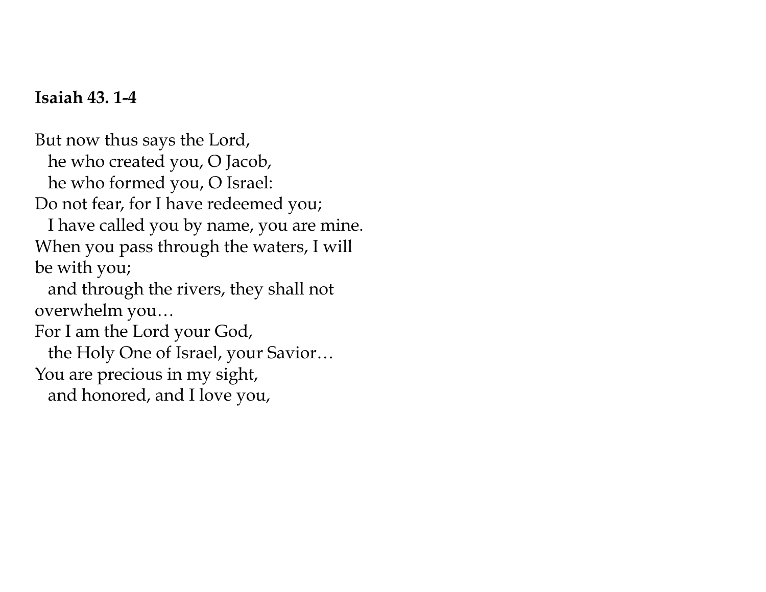**Isaiah 43. 1-4**

But now thus says the Lord,
  he who created you, O Jacob,
  he who formed you, O Israel:
Do not fear, for I have redeemed you;
  I have called you by name, you are mine.
When you pass through the waters, I will be with you;
  and through the rivers, they shall not overwhelm you…
For I am the Lord your God,
  the Holy One of Israel, your Savior…
You are precious in my sight,
  and honored, and I love you,